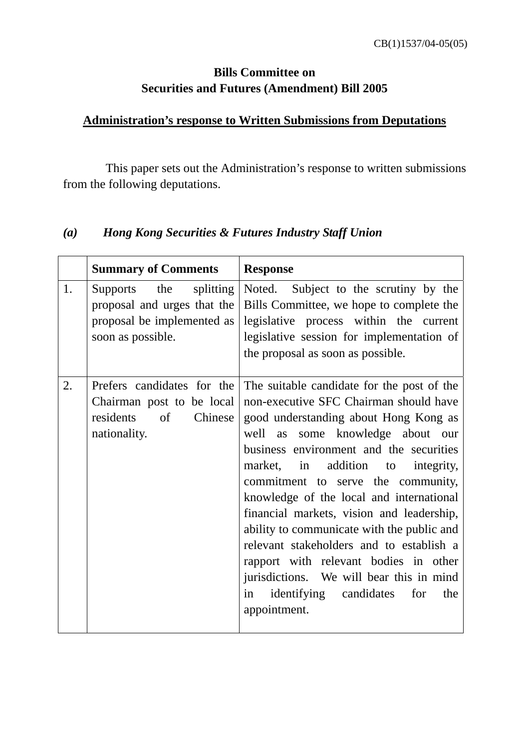CB(1)1537/04-05(05)

**Bills Committee on**
**Securities and Futures (Amendment) Bill 2005**

**Administration's response to Written Submissions from Deputations**

This paper sets out the Administration's response to written submissions from the following deputations.

***(a) Hong Kong Securities & Futures Industry Staff Union***

| | **Summary of Comments** | **Response** |
|---|---|---|
| 1. | Supports the splitting proposal and urges that the proposal be implemented as soon as possible. | Noted. Subject to the scrutiny by the Bills Committee, we hope to complete the legislative process within the current legislative session for implementation of the proposal as soon as possible. |
| 2. | Prefers candidates for the Chairman post to be local residents of Chinese nationality. | The suitable candidate for the post of the non-executive SFC Chairman should have good understanding about Hong Kong as well as some knowledge about our business environment and the securities market, in addition to integrity, commitment to serve the community, knowledge of the local and international financial markets, vision and leadership, ability to communicate with the public and relevant stakeholders and to establish a rapport with relevant bodies in other jurisdictions. We will bear this in mind in identifying candidates for the appointment. |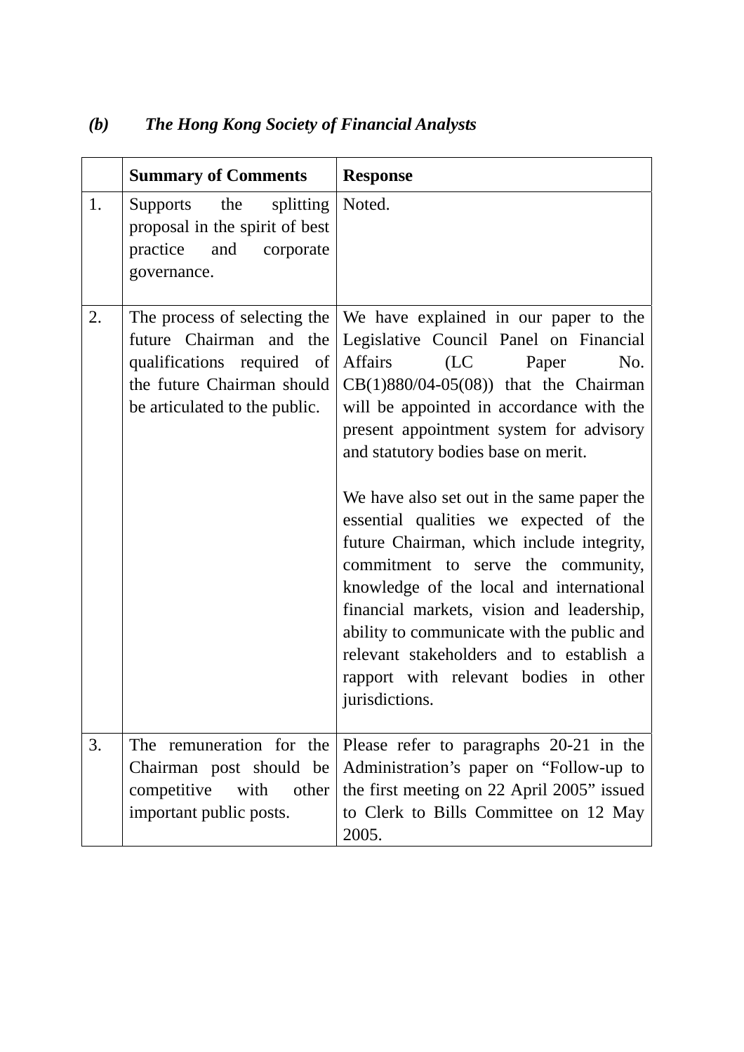### *(b) The Hong Kong Society of Financial Analysts*

| | **Summary of Comments** | **Response** |
|---|---|---|
| 1. | Supports the splitting proposal in the spirit of best practice and corporate governance. | Noted. |
| 2. | The process of selecting the future Chairman and the qualifications required of the future Chairman should be articulated to the public. | We have explained in our paper to the Legislative Council Panel on Financial Affairs (LC Paper No. CB(1)880/04-05(08)) that the Chairman will be appointed in accordance with the present appointment system for advisory and statutory bodies base on merit.<br><br>We have also set out in the same paper the essential qualities we expected of the future Chairman, which include integrity, commitment to serve the community, knowledge of the local and international financial markets, vision and leadership, ability to communicate with the public and relevant stakeholders and to establish a rapport with relevant bodies in other jurisdictions. |
| 3. | The remuneration for the Chairman post should be competitive with other important public posts. | Please refer to paragraphs 20-21 in the Administration's paper on "Follow-up to the first meeting on 22 April 2005" issued to Clerk to Bills Committee on 12 May 2005. |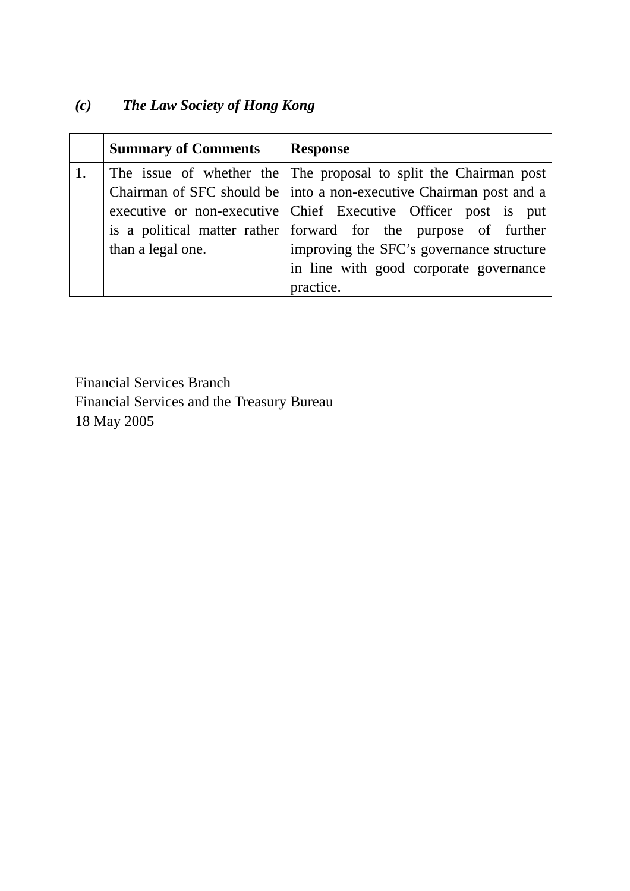*(c) The Law Society of Hong Kong*

| | Summary of Comments | Response |
|---|---|---|
| 1. | The issue of whether the Chairman of SFC should be executive or non-executive is a political matter rather than a legal one. | The proposal to split the Chairman post into a non-executive Chairman post and a Chief Executive Officer post is put forward for the purpose of further improving the SFC's governance structure in line with good corporate governance practice. |

Financial Services Branch
Financial Services and the Treasury Bureau
18 May 2005